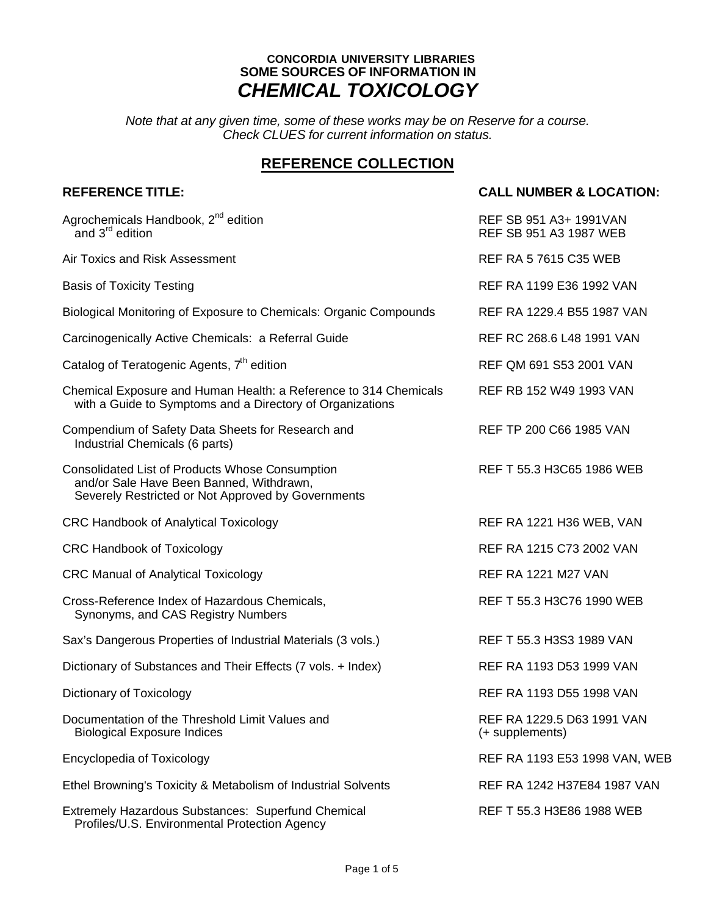**CONCORDIA UNIVERSITY LIBRARIES**
**SOME SOURCES OF INFORMATION IN**
# *CHEMICAL TOXICOLOGY*

*Note that at any given time, some of these works may be on Reserve for a course. Check CLUES for current information on status.*

## REFERENCE COLLECTION

| REFERENCE TITLE: | CALL NUMBER & LOCATION: |
|---|---|
| Agrochemicals Handbook, 2nd edition and 3rd edition | REF SB 951 A3+ 1991VAN<br>REF SB 951 A3 1987 WEB |
| Air Toxics and Risk Assessment | REF RA 5 7615 C35 WEB |
| Basis of Toxicity Testing | REF RA 1199 E36 1992 VAN |
| Biological Monitoring of Exposure to Chemicals: Organic Compounds | REF RA 1229.4 B55 1987 VAN |
| Carcinogenically Active Chemicals: a Referral Guide | REF RC 268.6 L48 1991 VAN |
| Catalog of Teratogenic Agents, 7th edition | REF QM 691 S53 2001 VAN |
| Chemical Exposure and Human Health: a Reference to 314 Chemicals with a Guide to Symptoms and a Directory of Organizations | REF RB 152 W49 1993 VAN |
| Compendium of Safety Data Sheets for Research and Industrial Chemicals (6 parts) | REF TP 200 C66 1985 VAN |
| Consolidated List of Products Whose Consumption and/or Sale Have Been Banned, Withdrawn, Severely Restricted or Not Approved by Governments | REF T 55.3 H3C65 1986 WEB |
| CRC Handbook of Analytical Toxicology | REF RA 1221 H36 WEB, VAN |
| CRC Handbook of Toxicology | REF RA 1215 C73 2002 VAN |
| CRC Manual of Analytical Toxicology | REF RA 1221 M27 VAN |
| Cross-Reference Index of Hazardous Chemicals, Synonyms, and CAS Registry Numbers | REF T 55.3 H3C76 1990 WEB |
| Sax's Dangerous Properties of Industrial Materials (3 vols.) | REF T 55.3 H3S3 1989 VAN |
| Dictionary of Substances and Their Effects (7 vols. + Index) | REF RA 1193 D53 1999 VAN |
| Dictionary of Toxicology | REF RA 1193 D55 1998 VAN |
| Documentation of the Threshold Limit Values and Biological Exposure Indices | REF RA 1229.5 D63 1991 VAN (+ supplements) |
| Encyclopedia of Toxicology | REF RA 1193 E53 1998 VAN, WEB |
| Ethel Browning's Toxicity & Metabolism of Industrial Solvents | REF RA 1242 H37E84 1987 VAN |
| Extremely Hazardous Substances: Superfund Chemical Profiles/U.S. Environmental Protection Agency | REF T 55.3 H3E86 1988 WEB |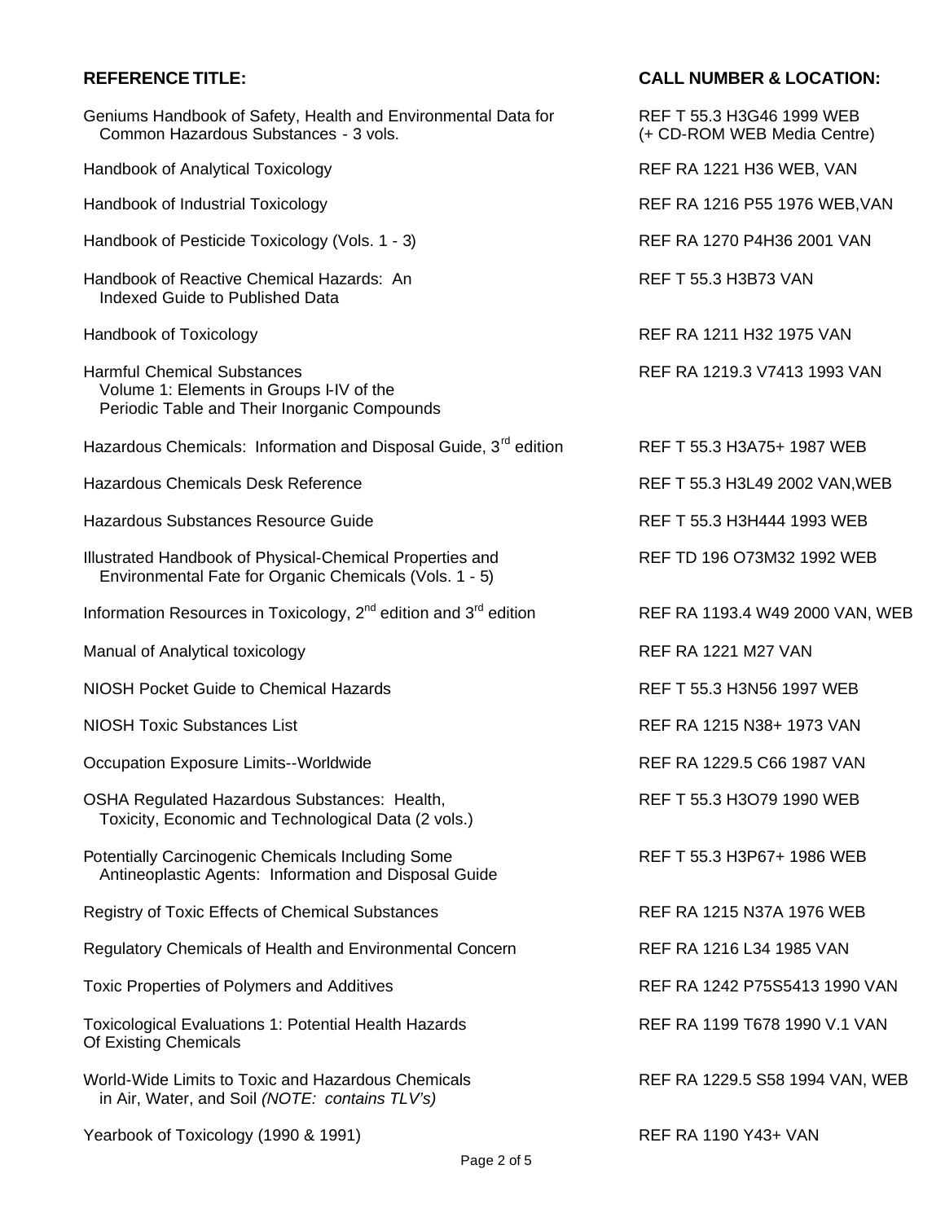| REFERENCE TITLE: | CALL NUMBER & LOCATION: |
| --- | --- |
| Geniums Handbook of Safety, Health and Environmental Data for Common Hazardous Substances - 3 vols. | REF T 55.3 H3G46 1999 WEB (+ CD-ROM WEB Media Centre) |
| Handbook of Analytical Toxicology | REF RA 1221 H36 WEB, VAN |
| Handbook of Industrial Toxicology | REF RA 1216 P55 1976 WEB,VAN |
| Handbook of Pesticide Toxicology (Vols. 1 - 3) | REF RA 1270 P4H36 2001 VAN |
| Handbook of Reactive Chemical Hazards: An Indexed Guide to Published Data | REF T 55.3 H3B73 VAN |
| Handbook of Toxicology | REF RA 1211 H32 1975 VAN |
| Harmful Chemical Substances Volume 1: Elements in Groups I-IV of the Periodic Table and Their Inorganic Compounds | REF RA 1219.3 V7413 1993 VAN |
| Hazardous Chemicals: Information and Disposal Guide, 3rd edition | REF T 55.3 H3A75+ 1987 WEB |
| Hazardous Chemicals Desk Reference | REF T 55.3 H3L49 2002 VAN,WEB |
| Hazardous Substances Resource Guide | REF T 55.3 H3H444 1993 WEB |
| Illustrated Handbook of Physical-Chemical Properties and Environmental Fate for Organic Chemicals (Vols. 1 - 5) | REF TD 196 O73M32 1992 WEB |
| Information Resources in Toxicology, 2nd edition and 3rd edition | REF RA 1193.4 W49 2000 VAN, WEB |
| Manual of Analytical toxicology | REF RA 1221 M27 VAN |
| NIOSH Pocket Guide to Chemical Hazards | REF T 55.3 H3N56 1997 WEB |
| NIOSH Toxic Substances List | REF RA 1215 N38+ 1973 VAN |
| Occupation Exposure Limits--Worldwide | REF RA 1229.5 C66 1987 VAN |
| OSHA Regulated Hazardous Substances: Health, Toxicity, Economic and Technological Data (2 vols.) | REF T 55.3 H3O79 1990 WEB |
| Potentially Carcinogenic Chemicals Including Some Antineoplastic Agents: Information and Disposal Guide | REF T 55.3 H3P67+ 1986 WEB |
| Registry of Toxic Effects of Chemical Substances | REF RA 1215 N37A 1976 WEB |
| Regulatory Chemicals of Health and Environmental Concern | REF RA 1216 L34 1985 VAN |
| Toxic Properties of Polymers and Additives | REF RA 1242 P75S5413 1990 VAN |
| Toxicological Evaluations 1: Potential Health Hazards Of Existing Chemicals | REF RA 1199 T678 1990 V.1 VAN |
| World-Wide Limits to Toxic and Hazardous Chemicals in Air, Water, and Soil *(NOTE: contains TLV's)* | REF RA 1229.5 S58 1994 VAN, WEB |
| Yearbook of Toxicology (1990 & 1991) | REF RA 1190 Y43+ VAN |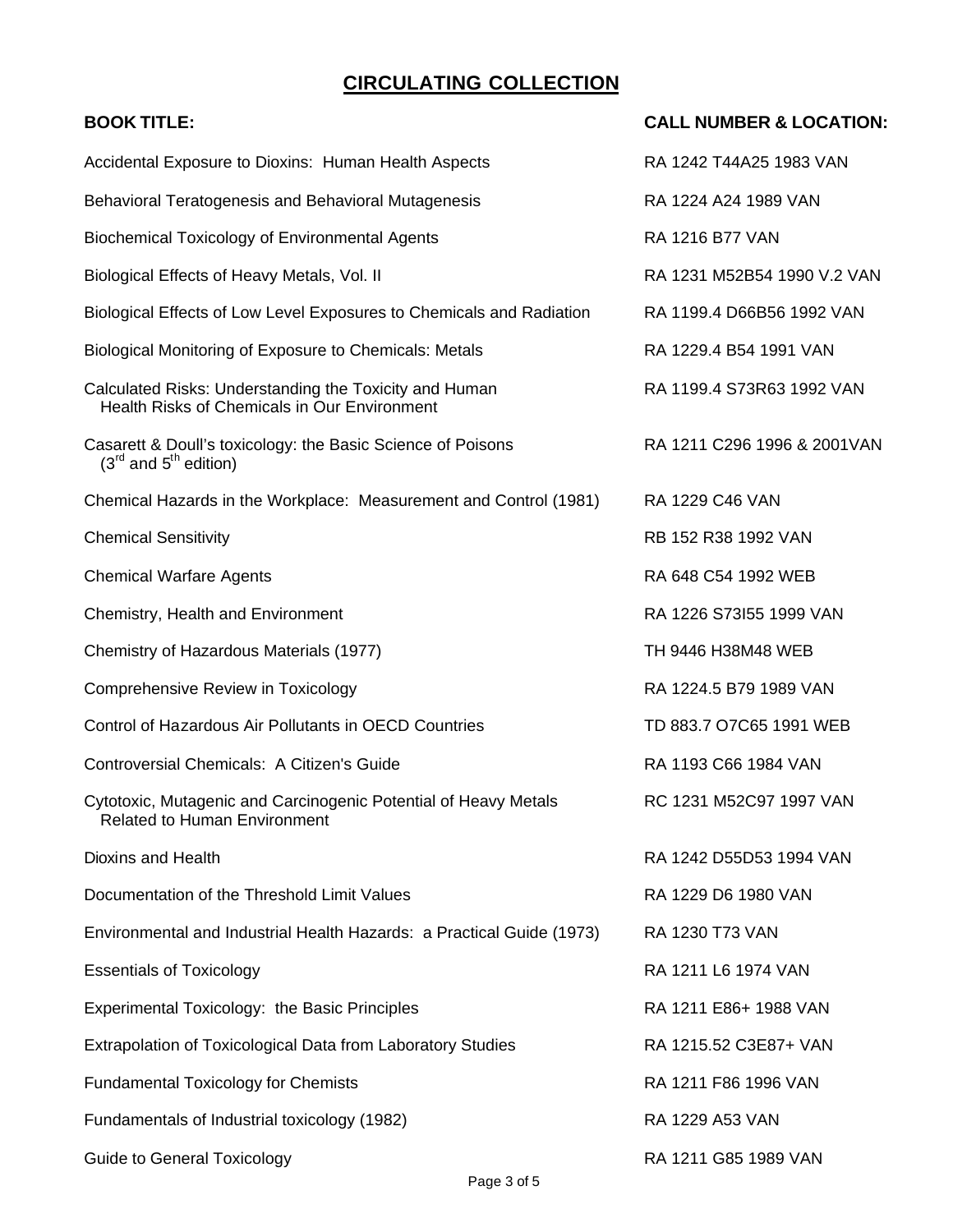## CIRCULATING COLLECTION

| BOOK TITLE: | CALL NUMBER & LOCATION: |
| --- | --- |
| Accidental Exposure to Dioxins: Human Health Aspects | RA 1242 T44A25 1983 VAN |
| Behavioral Teratogenesis and Behavioral Mutagenesis | RA 1224 A24 1989 VAN |
| Biochemical Toxicology of Environmental Agents | RA 1216 B77 VAN |
| Biological Effects of Heavy Metals, Vol. II | RA 1231 M52B54 1990 V.2 VAN |
| Biological Effects of Low Level Exposures to Chemicals and Radiation | RA 1199.4 D66B56 1992 VAN |
| Biological Monitoring of Exposure to Chemicals: Metals | RA 1229.4 B54 1991 VAN |
| Calculated Risks: Understanding the Toxicity and Human Health Risks of Chemicals in Our Environment | RA 1199.4 S73R63 1992 VAN |
| Casarett & Doull's toxicology: the Basic Science of Poisons (3rd and 5th edition) | RA 1211 C296 1996 & 2001VAN |
| Chemical Hazards in the Workplace: Measurement and Control (1981) | RA 1229 C46 VAN |
| Chemical Sensitivity | RB 152 R38 1992 VAN |
| Chemical Warfare Agents | RA 648 C54 1992 WEB |
| Chemistry, Health and Environment | RA 1226 S73I55 1999 VAN |
| Chemistry of Hazardous Materials (1977) | TH 9446 H38M48 WEB |
| Comprehensive Review in Toxicology | RA 1224.5 B79 1989 VAN |
| Control of Hazardous Air Pollutants in OECD Countries | TD 883.7 O7C65 1991 WEB |
| Controversial Chemicals: A Citizen's Guide | RA 1193 C66 1984 VAN |
| Cytotoxic, Mutagenic and Carcinogenic Potential of Heavy Metals Related to Human Environment | RC 1231 M52C97 1997 VAN |
| Dioxins and Health | RA 1242 D55D53 1994 VAN |
| Documentation of the Threshold Limit Values | RA 1229 D6 1980 VAN |
| Environmental and Industrial Health Hazards: a Practical Guide (1973) | RA 1230 T73 VAN |
| Essentials of Toxicology | RA 1211 L6 1974 VAN |
| Experimental Toxicology: the Basic Principles | RA 1211 E86+ 1988 VAN |
| Extrapolation of Toxicological Data from Laboratory Studies | RA 1215.52 C3E87+ VAN |
| Fundamental Toxicology for Chemists | RA 1211 F86 1996 VAN |
| Fundamentals of Industrial toxicology (1982) | RA 1229 A53 VAN |
| Guide to General Toxicology | RA 1211 G85 1989 VAN |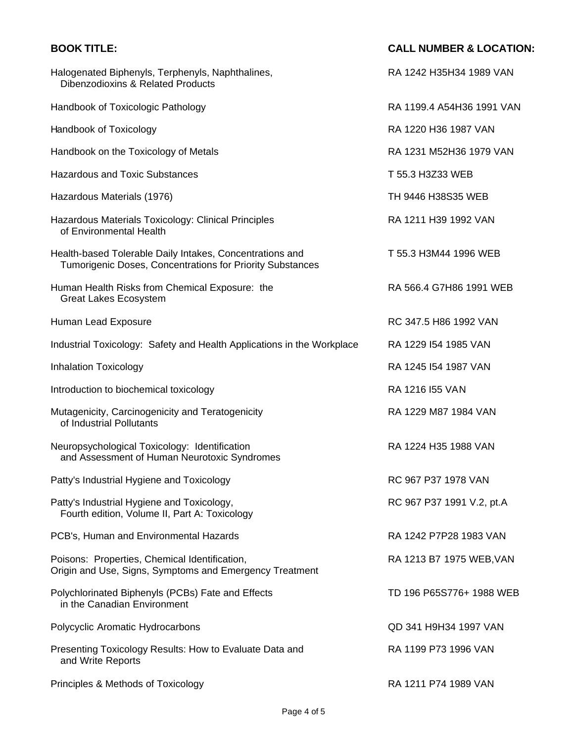| BOOK TITLE: | CALL NUMBER & LOCATION: |
|---|---|
| Halogenated Biphenyls, Terphenyls, Naphthalines, Dibenzodioxins & Related Products | RA 1242 H35H34 1989 VAN |
| Handbook of Toxicologic Pathology | RA 1199.4 A54H36 1991 VAN |
| Handbook of Toxicology | RA 1220 H36 1987 VAN |
| Handbook on the Toxicology of Metals | RA 1231 M52H36 1979 VAN |
| Hazardous and Toxic Substances | T 55.3 H3Z33 WEB |
| Hazardous Materials (1976) | TH 9446 H38S35 WEB |
| Hazardous Materials Toxicology: Clinical Principles of Environmental Health | RA 1211 H39 1992 VAN |
| Health-based Tolerable Daily Intakes, Concentrations and Tumorigenic Doses, Concentrations for Priority Substances | T 55.3 H3M44 1996 WEB |
| Human Health Risks from Chemical Exposure: the Great Lakes Ecosystem | RA 566.4 G7H86 1991 WEB |
| Human Lead Exposure | RC 347.5 H86 1992 VAN |
| Industrial Toxicology: Safety and Health Applications in the Workplace | RA 1229 I54 1985 VAN |
| Inhalation Toxicology | RA 1245 I54 1987 VAN |
| Introduction to biochemical toxicology | RA 1216 I55 VAN |
| Mutagenicity, Carcinogenicity and Teratogenicity of Industrial Pollutants | RA 1229 M87 1984 VAN |
| Neuropsychological Toxicology: Identification and Assessment of Human Neurotoxic Syndromes | RA 1224 H35 1988 VAN |
| Patty's Industrial Hygiene and Toxicology | RC 967 P37 1978 VAN |
| Patty's Industrial Hygiene and Toxicology, Fourth edition, Volume II, Part A: Toxicology | RC 967 P37 1991 V.2, pt.A |
| PCB's, Human and Environmental Hazards | RA 1242 P7P28 1983 VAN |
| Poisons: Properties, Chemical Identification, Origin and Use, Signs, Symptoms and Emergency Treatment | RA 1213 B7 1975 WEB,VAN |
| Polychlorinated Biphenyls (PCBs) Fate and Effects in the Canadian Environment | TD 196 P65S776+ 1988 WEB |
| Polycyclic Aromatic Hydrocarbons | QD 341 H9H34 1997 VAN |
| Presenting Toxicology Results: How to Evaluate Data and and Write Reports | RA 1199 P73 1996 VAN |
| Principles & Methods of Toxicology | RA 1211 P74 1989 VAN |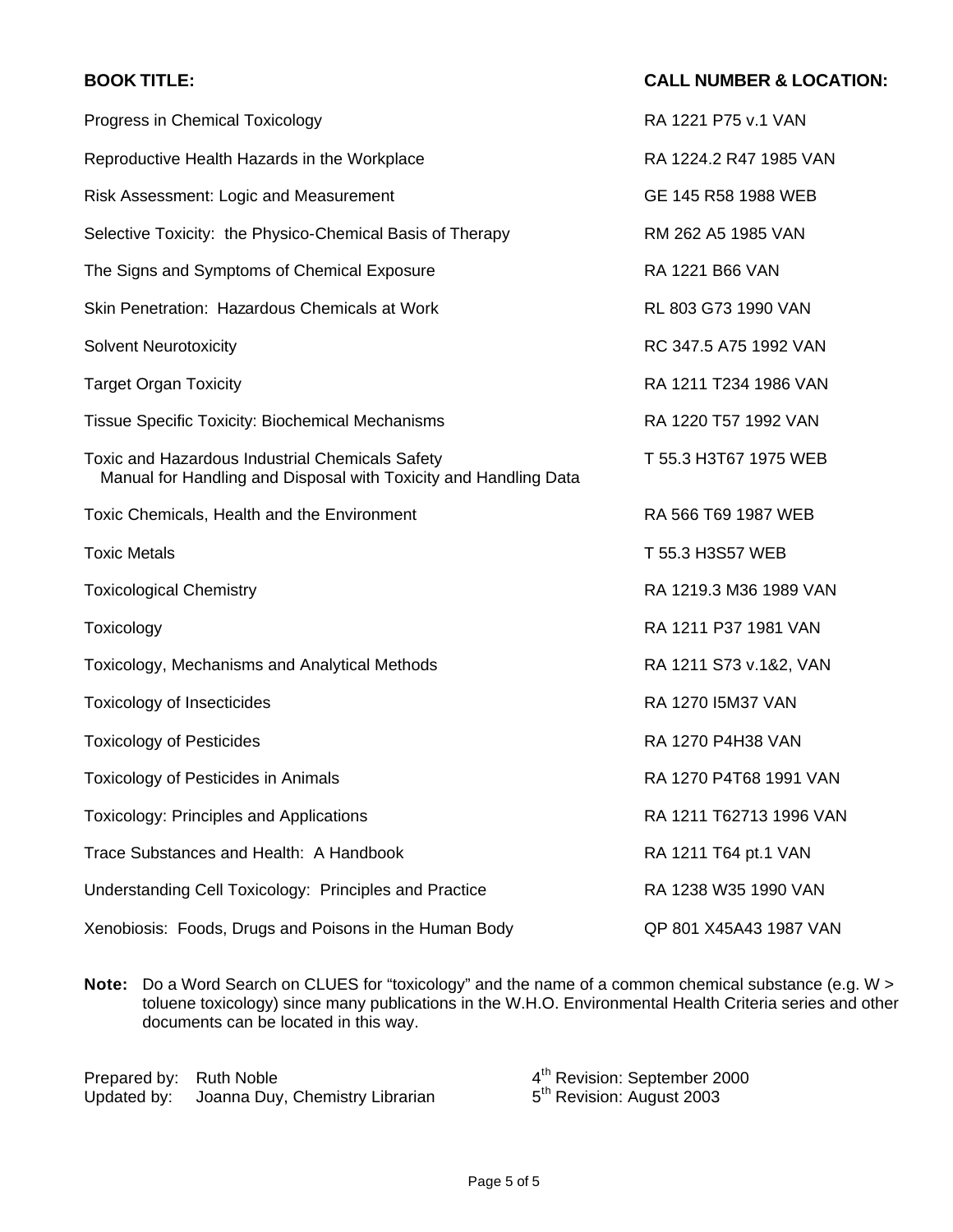| BOOK TITLE: | CALL NUMBER & LOCATION: |
|---|---|
| Progress in Chemical Toxicology | RA 1221 P75 v.1 VAN |
| Reproductive Health Hazards in the Workplace | RA 1224.2 R47 1985 VAN |
| Risk Assessment: Logic and Measurement | GE 145 R58 1988 WEB |
| Selective Toxicity: the Physico-Chemical Basis of Therapy | RM 262 A5 1985 VAN |
| The Signs and Symptoms of Chemical Exposure | RA 1221 B66 VAN |
| Skin Penetration: Hazardous Chemicals at Work | RL 803 G73 1990 VAN |
| Solvent Neurotoxicity | RC 347.5 A75 1992 VAN |
| Target Organ Toxicity | RA 1211 T234 1986 VAN |
| Tissue Specific Toxicity: Biochemical Mechanisms | RA 1220 T57 1992 VAN |
| Toxic and Hazardous Industrial Chemicals Safety Manual for Handling and Disposal with Toxicity and Handling Data | T 55.3 H3T67 1975 WEB |
| Toxic Chemicals, Health and the Environment | RA 566 T69 1987 WEB |
| Toxic Metals | T 55.3 H3S57 WEB |
| Toxicological Chemistry | RA 1219.3 M36 1989 VAN |
| Toxicology | RA 1211 P37 1981 VAN |
| Toxicology, Mechanisms and Analytical Methods | RA 1211 S73 v.1&2, VAN |
| Toxicology of Insecticides | RA 1270 I5M37 VAN |
| Toxicology of Pesticides | RA 1270 P4H38 VAN |
| Toxicology of Pesticides in Animals | RA 1270 P4T68 1991 VAN |
| Toxicology: Principles and Applications | RA 1211 T62713 1996 VAN |
| Trace Substances and Health: A Handbook | RA 1211 T64 pt.1 VAN |
| Understanding Cell Toxicology: Principles and Practice | RA 1238 W35 1990 VAN |
| Xenobiosis: Foods, Drugs and Poisons in the Human Body | QP 801 X45A43 1987 VAN |

**Note:** Do a Word Search on CLUES for "toxicology" and the name of a common chemical substance (e.g. W > toluene toxicology) since many publications in the W.H.O. Environmental Health Criteria series and other documents can be located in this way.

Prepared by: Ruth Noble — 4th Revision: September 2000
Updated by: Joanna Duy, Chemistry Librarian — 5th Revision: August 2003